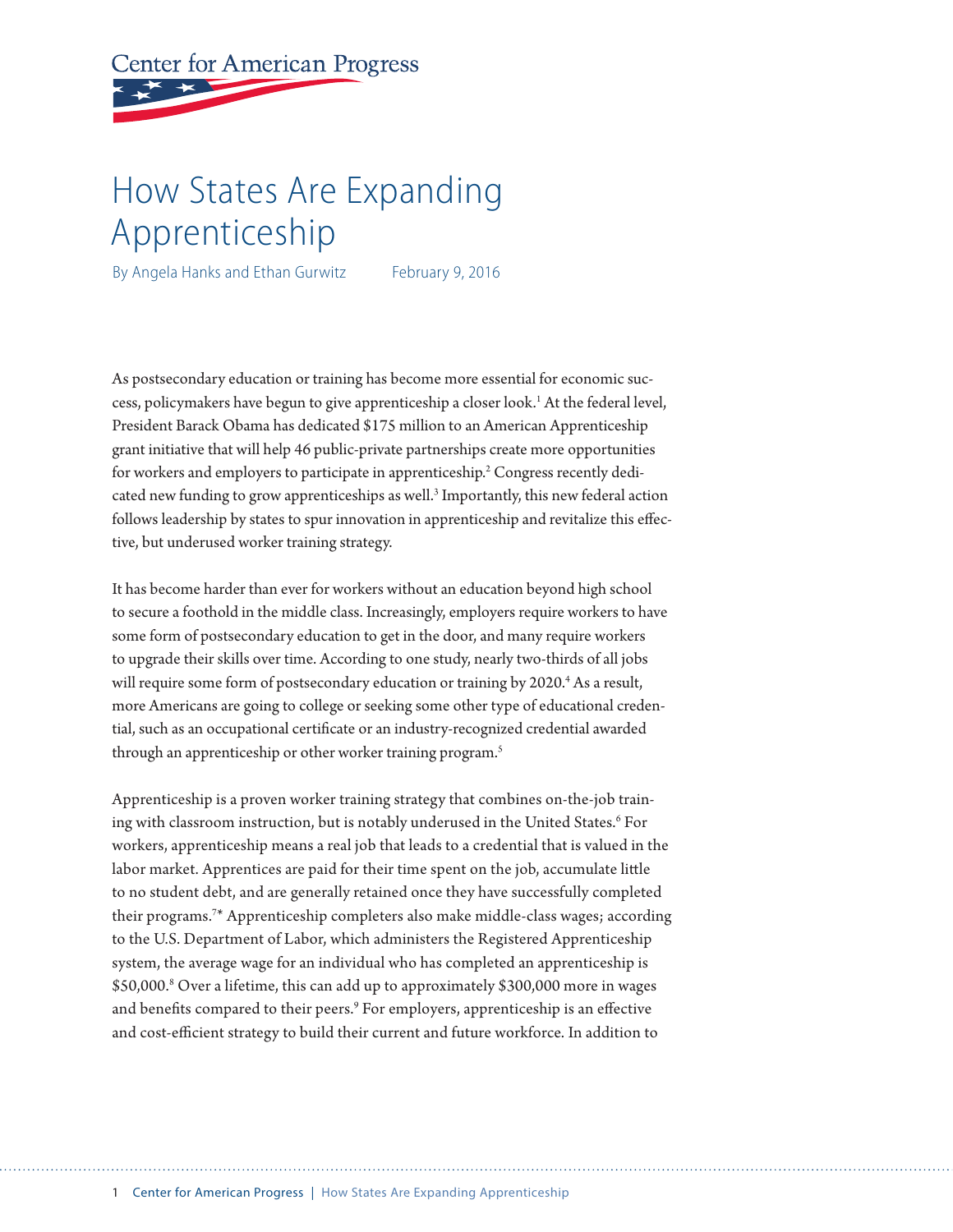Center for American Progress

# How States Are Expanding Apprenticeship

By Angela Hanks and Ethan Gurwitz February 9, 2016

As postsecondary education or training has become more essential for economic success, policymakers have begun to give apprenticeship a closer look.[1] At the federal level, President Barack Obama has dedicated $175 million to an American Apprenticeship grant initiative that will help 46 public-private partnerships create more opportunities for workers and employers to participate in apprenticeship.[2] Congress recently dedicated new funding to grow apprenticeships as well.[3] Importantly, this new federal action follows leadership by states to spur innovation in apprenticeship and revitalize this effective, but underused worker training strategy.

It has become harder than ever for workers without an education beyond high school to secure a foothold in the middle class. Increasingly, employers require workers to have some form of postsecondary education to get in the door, and many require workers to upgrade their skills over time. According to one study, nearly two-thirds of all jobs will require some form of postsecondary education or training by 2020.[4] As a result, more Americans are going to college or seeking some other type of educational credential, such as an occupational certificate or an industry-recognized credential awarded through an apprenticeship or other worker training program.[5]

Apprenticeship is a proven worker training strategy that combines on-the-job training with classroom instruction, but is notably underused in the United States.[6] For workers, apprenticeship means a real job that leads to a credential that is valued in the labor market. Apprentices are paid for their time spent on the job, accumulate little to no student debt, and are generally retained once they have successfully completed their programs.[7]* Apprenticeship completers also make middle-class wages; according to the U.S. Department of Labor, which administers the Registered Apprenticeship system, the average wage for an individual who has completed an apprenticeship is $50,000.[8] Over a lifetime, this can add up to approximately $300,000 more in wages and benefits compared to their peers.[9] For employers, apprenticeship is an effective and cost-efficient strategy to build their current and future workforce. In addition to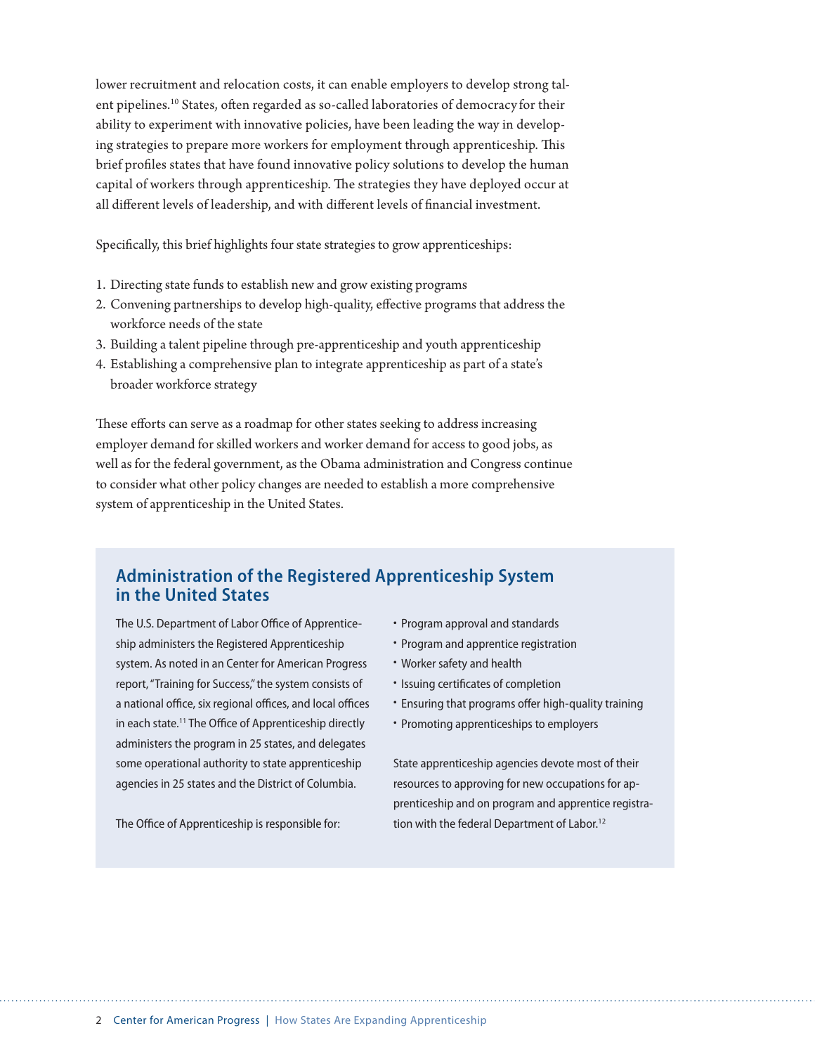lower recruitment and relocation costs, it can enable employers to develop strong talent pipelines.[10] States, often regarded as so-called laboratories of democracy for their ability to experiment with innovative policies, have been leading the way in developing strategies to prepare more workers for employment through apprenticeship. This brief profiles states that have found innovative policy solutions to develop the human capital of workers through apprenticeship. The strategies they have deployed occur at all different levels of leadership, and with different levels of financial investment.

Specifically, this brief highlights four state strategies to grow apprenticeships:

1. Directing state funds to establish new and grow existing programs
2. Convening partnerships to develop high-quality, effective programs that address the workforce needs of the state
3. Building a talent pipeline through pre-apprenticeship and youth apprenticeship
4. Establishing a comprehensive plan to integrate apprenticeship as part of a state's broader workforce strategy

These efforts can serve as a roadmap for other states seeking to address increasing employer demand for skilled workers and worker demand for access to good jobs, as well as for the federal government, as the Obama administration and Congress continue to consider what other policy changes are needed to establish a more comprehensive system of apprenticeship in the United States.

## Administration of the Registered Apprenticeship System in the United States

The U.S. Department of Labor Office of Apprenticeship administers the Registered Apprenticeship system. As noted in an Center for American Progress report, "Training for Success," the system consists of a national office, six regional offices, and local offices in each state.[11] The Office of Apprenticeship directly administers the program in 25 states, and delegates some operational authority to state apprenticeship agencies in 25 states and the District of Columbia.

The Office of Apprenticeship is responsible for:

- Program approval and standards
- Program and apprentice registration
- Worker safety and health
- Issuing certificates of completion
- Ensuring that programs offer high-quality training
- Promoting apprenticeships to employers

State apprenticeship agencies devote most of their resources to approving for new occupations for apprenticeship and on program and apprentice registration with the federal Department of Labor.[12]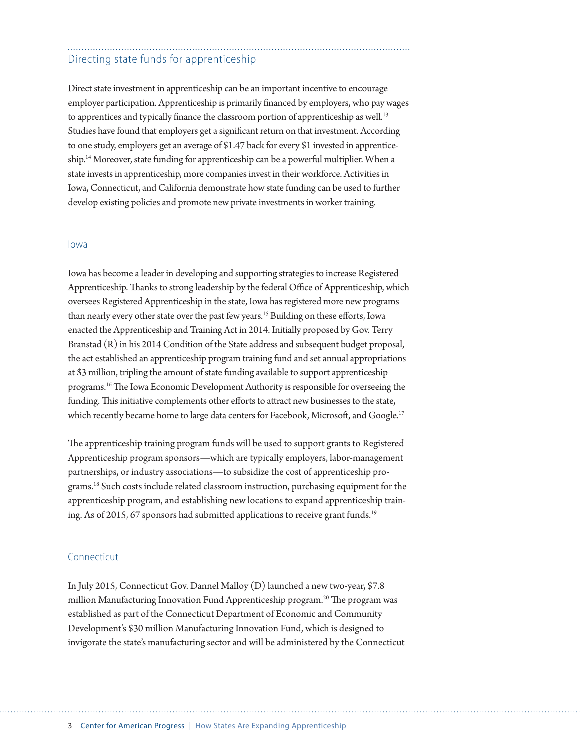## Directing state funds for apprenticeship

Direct state investment in apprenticeship can be an important incentive to encourage employer participation. Apprenticeship is primarily financed by employers, who pay wages to apprentices and typically finance the classroom portion of apprenticeship as well.[13] Studies have found that employers get a significant return on that investment. According to one study, employers get an average of $1.47 back for every $1 invested in apprenticeship.[14] Moreover, state funding for apprenticeship can be a powerful multiplier. When a state invests in apprenticeship, more companies invest in their workforce. Activities in Iowa, Connecticut, and California demonstrate how state funding can be used to further develop existing policies and promote new private investments in worker training.

### Iowa

Iowa has become a leader in developing and supporting strategies to increase Registered Apprenticeship. Thanks to strong leadership by the federal Office of Apprenticeship, which oversees Registered Apprenticeship in the state, Iowa has registered more new programs than nearly every other state over the past few years.[15] Building on these efforts, Iowa enacted the Apprenticeship and Training Act in 2014. Initially proposed by Gov. Terry Branstad (R) in his 2014 Condition of the State address and subsequent budget proposal, the act established an apprenticeship program training fund and set annual appropriations at $3 million, tripling the amount of state funding available to support apprenticeship programs.[16] The Iowa Economic Development Authority is responsible for overseeing the funding. This initiative complements other efforts to attract new businesses to the state, which recently became home to large data centers for Facebook, Microsoft, and Google.[17]

The apprenticeship training program funds will be used to support grants to Registered Apprenticeship program sponsors—which are typically employers, labor-management partnerships, or industry associations—to subsidize the cost of apprenticeship programs.[18] Such costs include related classroom instruction, purchasing equipment for the apprenticeship program, and establishing new locations to expand apprenticeship training. As of 2015, 67 sponsors had submitted applications to receive grant funds.[19]

### Connecticut

In July 2015, Connecticut Gov. Dannel Malloy (D) launched a new two-year, $7.8 million Manufacturing Innovation Fund Apprenticeship program.[20] The program was established as part of the Connecticut Department of Economic and Community Development's $30 million Manufacturing Innovation Fund, which is designed to invigorate the state's manufacturing sector and will be administered by the Connecticut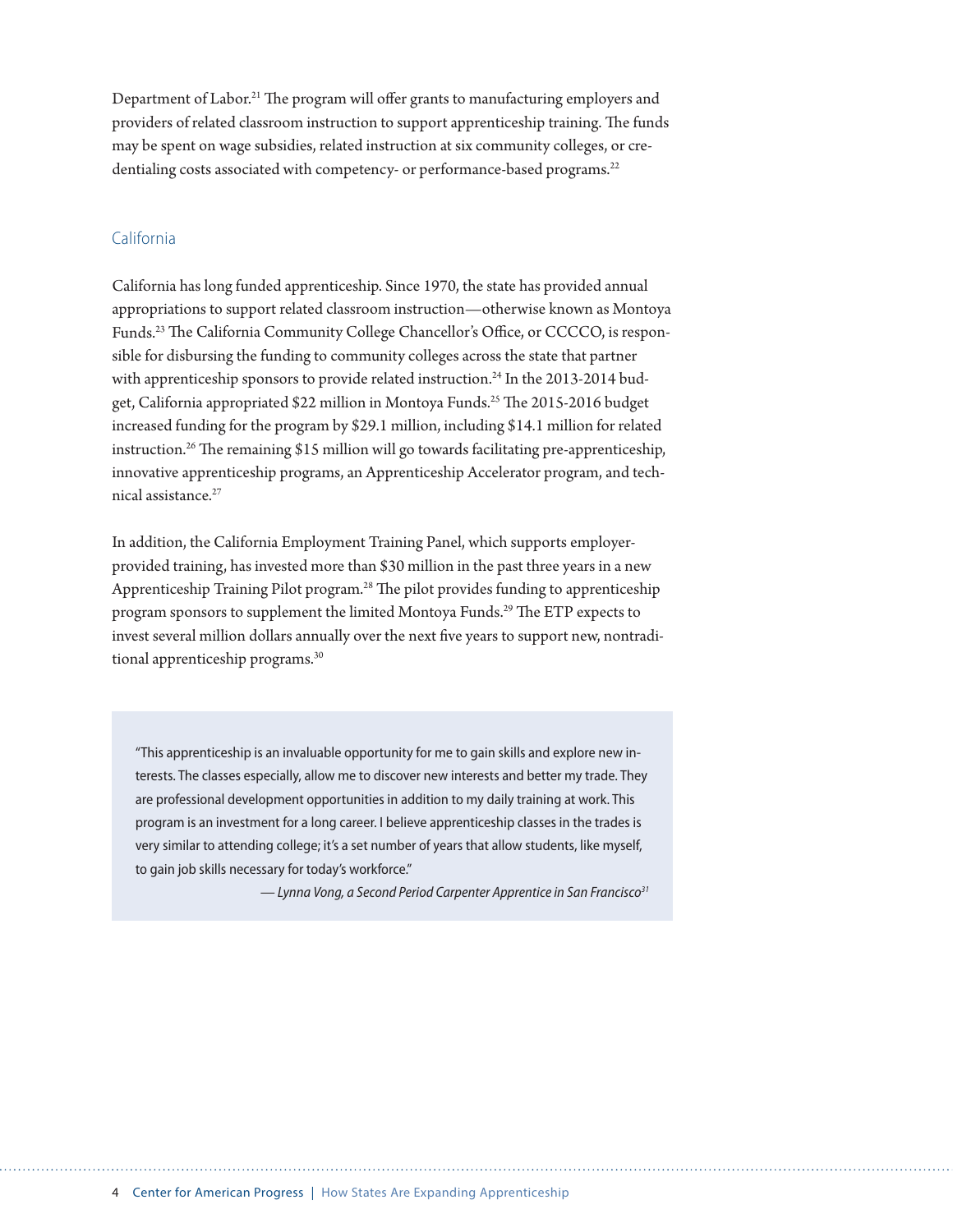Department of Labor.[21] The program will offer grants to manufacturing employers and providers of related classroom instruction to support apprenticeship training. The funds may be spent on wage subsidies, related instruction at six community colleges, or credentialing costs associated with competency- or performance-based programs.[22]

## California

California has long funded apprenticeship. Since 1970, the state has provided annual appropriations to support related classroom instruction—otherwise known as Montoya Funds.[23] The California Community College Chancellor's Office, or CCCCO, is responsible for disbursing the funding to community colleges across the state that partner with apprenticeship sponsors to provide related instruction.[24] In the 2013-2014 budget, California appropriated $22 million in Montoya Funds.[25] The 2015-2016 budget increased funding for the program by $29.1 million, including $14.1 million for related instruction.[26] The remaining $15 million will go towards facilitating pre-apprenticeship, innovative apprenticeship programs, an Apprenticeship Accelerator program, and technical assistance.[27]

In addition, the California Employment Training Panel, which supports employer-provided training, has invested more than $30 million in the past three years in a new Apprenticeship Training Pilot program.[28] The pilot provides funding to apprenticeship program sponsors to supplement the limited Montoya Funds.[29] The ETP expects to invest several million dollars annually over the next five years to support new, nontraditional apprenticeship programs.[30]

> "This apprenticeship is an invaluable opportunity for me to gain skills and explore new interests. The classes especially, allow me to discover new interests and better my trade. They are professional development opportunities in addition to my daily training at work. This program is an investment for a long career. I believe apprenticeship classes in the trades is very similar to attending college; it's a set number of years that allow students, like myself, to gain job skills necessary for today's workforce."
>
> *— Lynna Vong, a Second Period Carpenter Apprentice in San Francisco[31]*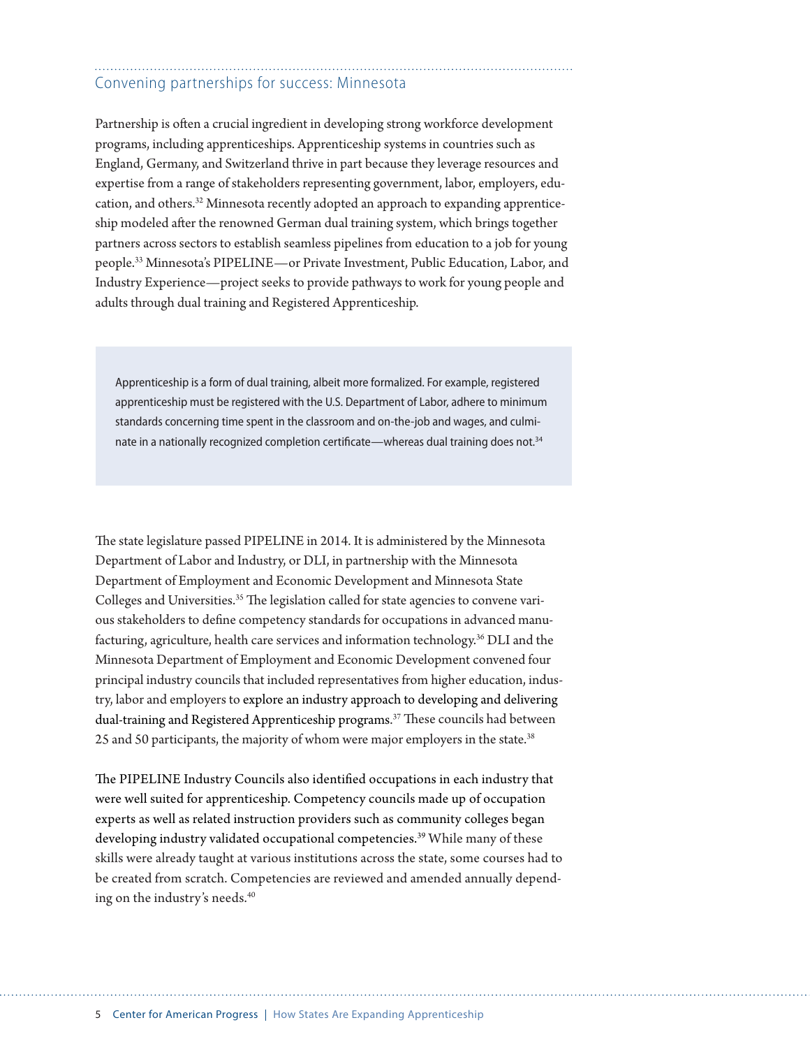## Convening partnerships for success: Minnesota

Partnership is often a crucial ingredient in developing strong workforce development programs, including apprenticeships. Apprenticeship systems in countries such as England, Germany, and Switzerland thrive in part because they leverage resources and expertise from a range of stakeholders representing government, labor, employers, education, and others.[32] Minnesota recently adopted an approach to expanding apprenticeship modeled after the renowned German dual training system, which brings together partners across sectors to establish seamless pipelines from education to a job for young people.[33] Minnesota's PIPELINE—or Private Investment, Public Education, Labor, and Industry Experience—project seeks to provide pathways to work for young people and adults through dual training and Registered Apprenticeship.

> Apprenticeship is a form of dual training, albeit more formalized. For example, registered apprenticeship must be registered with the U.S. Department of Labor, adhere to minimum standards concerning time spent in the classroom and on-the-job and wages, and culminate in a nationally recognized completion certificate—whereas dual training does not.[34]

The state legislature passed PIPELINE in 2014. It is administered by the Minnesota Department of Labor and Industry, or DLI, in partnership with the Minnesota Department of Employment and Economic Development and Minnesota State Colleges and Universities.[35] The legislation called for state agencies to convene various stakeholders to define competency standards for occupations in advanced manufacturing, agriculture, health care services and information technology.[36] DLI and the Minnesota Department of Employment and Economic Development convened four principal industry councils that included representatives from higher education, industry, labor and employers to explore an industry approach to developing and delivering dual-training and Registered Apprenticeship programs.[37] These councils had between 25 and 50 participants, the majority of whom were major employers in the state.[38]

The PIPELINE Industry Councils also identified occupations in each industry that were well suited for apprenticeship. Competency councils made up of occupation experts as well as related instruction providers such as community colleges began developing industry validated occupational competencies.[39] While many of these skills were already taught at various institutions across the state, some courses had to be created from scratch. Competencies are reviewed and amended annually depending on the industry's needs.[40]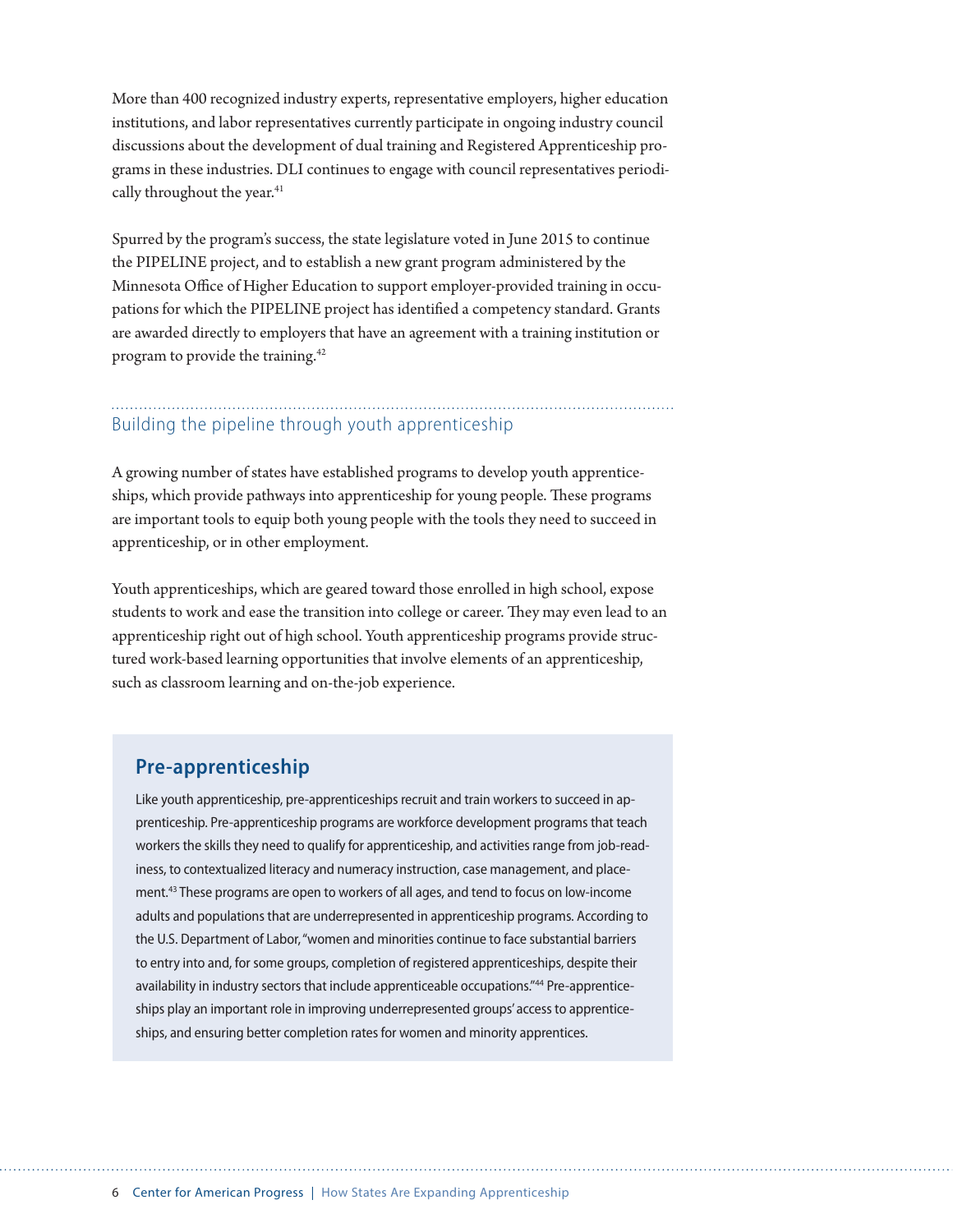More than 400 recognized industry experts, representative employers, higher education institutions, and labor representatives currently participate in ongoing industry council discussions about the development of dual training and Registered Apprenticeship programs in these industries. DLI continues to engage with council representatives periodically throughout the year.[41]

Spurred by the program's success, the state legislature voted in June 2015 to continue the PIPELINE project, and to establish a new grant program administered by the Minnesota Office of Higher Education to support employer-provided training in occupations for which the PIPELINE project has identified a competency standard. Grants are awarded directly to employers that have an agreement with a training institution or program to provide the training.[42]

## Building the pipeline through youth apprenticeship

A growing number of states have established programs to develop youth apprenticeships, which provide pathways into apprenticeship for young people. These programs are important tools to equip both young people with the tools they need to succeed in apprenticeship, or in other employment.

Youth apprenticeships, which are geared toward those enrolled in high school, expose students to work and ease the transition into college or career. They may even lead to an apprenticeship right out of high school. Youth apprenticeship programs provide structured work-based learning opportunities that involve elements of an apprenticeship, such as classroom learning and on-the-job experience.

### Pre-apprenticeship

Like youth apprenticeship, pre-apprenticeships recruit and train workers to succeed in apprenticeship. Pre-apprenticeship programs are workforce development programs that teach workers the skills they need to qualify for apprenticeship, and activities range from job-readiness, to contextualized literacy and numeracy instruction, case management, and placement.[43] These programs are open to workers of all ages, and tend to focus on low-income adults and populations that are underrepresented in apprenticeship programs. According to the U.S. Department of Labor, "women and minorities continue to face substantial barriers to entry into and, for some groups, completion of registered apprenticeships, despite their availability in industry sectors that include apprenticeable occupations."[44] Pre-apprenticeships play an important role in improving underrepresented groups' access to apprenticeships, and ensuring better completion rates for women and minority apprentices.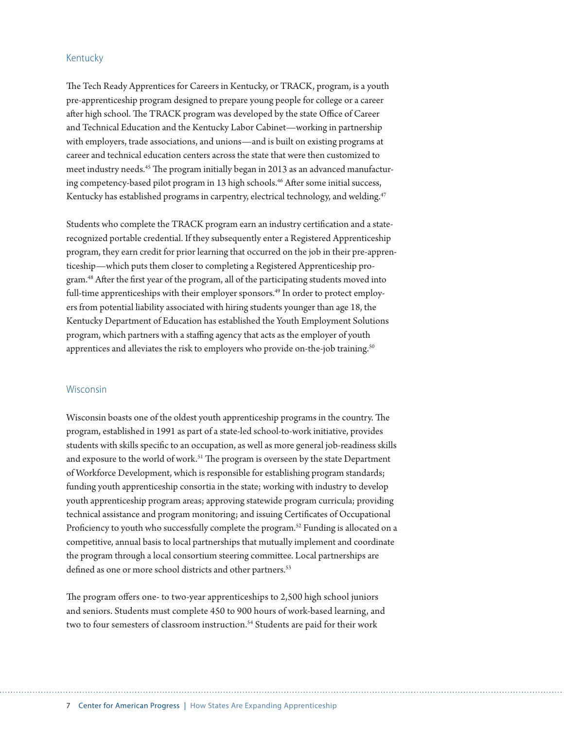## Kentucky

The Tech Ready Apprentices for Careers in Kentucky, or TRACK, program, is a youth pre-apprenticeship program designed to prepare young people for college or a career after high school. The TRACK program was developed by the state Office of Career and Technical Education and the Kentucky Labor Cabinet—working in partnership with employers, trade associations, and unions—and is built on existing programs at career and technical education centers across the state that were then customized to meet industry needs.[45] The program initially began in 2013 as an advanced manufacturing competency-based pilot program in 13 high schools.[46] After some initial success, Kentucky has established programs in carpentry, electrical technology, and welding.[47]

Students who complete the TRACK program earn an industry certification and a state-recognized portable credential. If they subsequently enter a Registered Apprenticeship program, they earn credit for prior learning that occurred on the job in their pre-apprenticeship—which puts them closer to completing a Registered Apprenticeship program.[48] After the first year of the program, all of the participating students moved into full-time apprenticeships with their employer sponsors.[49] In order to protect employers from potential liability associated with hiring students younger than age 18, the Kentucky Department of Education has established the Youth Employment Solutions program, which partners with a staffing agency that acts as the employer of youth apprentices and alleviates the risk to employers who provide on-the-job training.[50]

## Wisconsin

Wisconsin boasts one of the oldest youth apprenticeship programs in the country. The program, established in 1991 as part of a state-led school-to-work initiative, provides students with skills specific to an occupation, as well as more general job-readiness skills and exposure to the world of work.[51] The program is overseen by the state Department of Workforce Development, which is responsible for establishing program standards; funding youth apprenticeship consortia in the state; working with industry to develop youth apprenticeship program areas; approving statewide program curricula; providing technical assistance and program monitoring; and issuing Certificates of Occupational Proficiency to youth who successfully complete the program.[52] Funding is allocated on a competitive, annual basis to local partnerships that mutually implement and coordinate the program through a local consortium steering committee. Local partnerships are defined as one or more school districts and other partners.[53]

The program offers one- to two-year apprenticeships to 2,500 high school juniors and seniors. Students must complete 450 to 900 hours of work-based learning, and two to four semesters of classroom instruction.[54] Students are paid for their work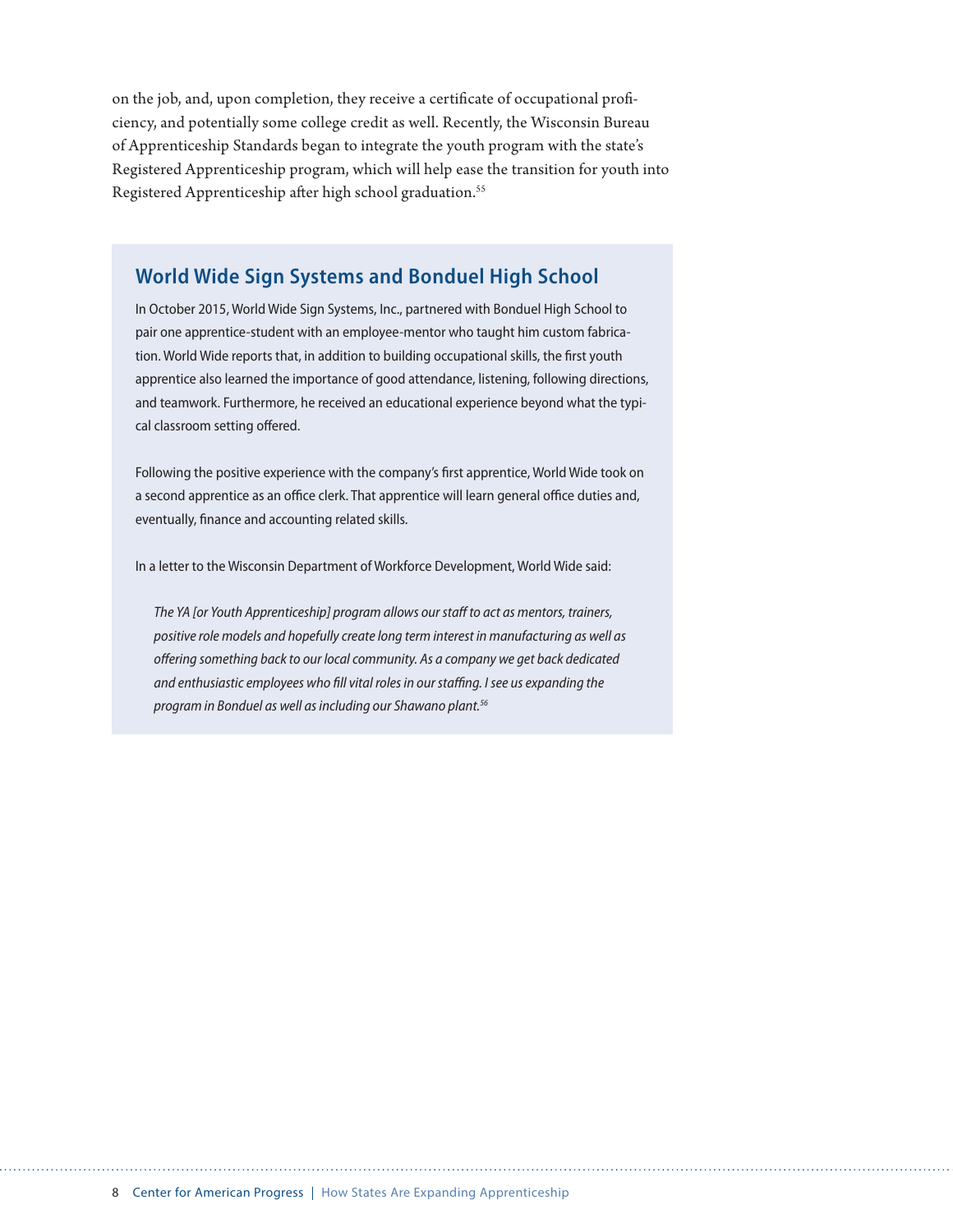on the job, and, upon completion, they receive a certificate of occupational proficiency, and potentially some college credit as well. Recently, the Wisconsin Bureau of Apprenticeship Standards began to integrate the youth program with the state's Registered Apprenticeship program, which will help ease the transition for youth into Registered Apprenticeship after high school graduation.[55]

## World Wide Sign Systems and Bonduel High School

In October 2015, World Wide Sign Systems, Inc., partnered with Bonduel High School to pair one apprentice-student with an employee-mentor who taught him custom fabrication. World Wide reports that, in addition to building occupational skills, the first youth apprentice also learned the importance of good attendance, listening, following directions, and teamwork. Furthermore, he received an educational experience beyond what the typical classroom setting offered.

Following the positive experience with the company's first apprentice, World Wide took on a second apprentice as an office clerk. That apprentice will learn general office duties and, eventually, finance and accounting related skills.

In a letter to the Wisconsin Department of Workforce Development, World Wide said:

> *The YA [or Youth Apprenticeship] program allows our staff to act as mentors, trainers, positive role models and hopefully create long term interest in manufacturing as well as offering something back to our local community. As a company we get back dedicated and enthusiastic employees who fill vital roles in our staffing. I see us expanding the program in Bonduel as well as including our Shawano plant.*[56]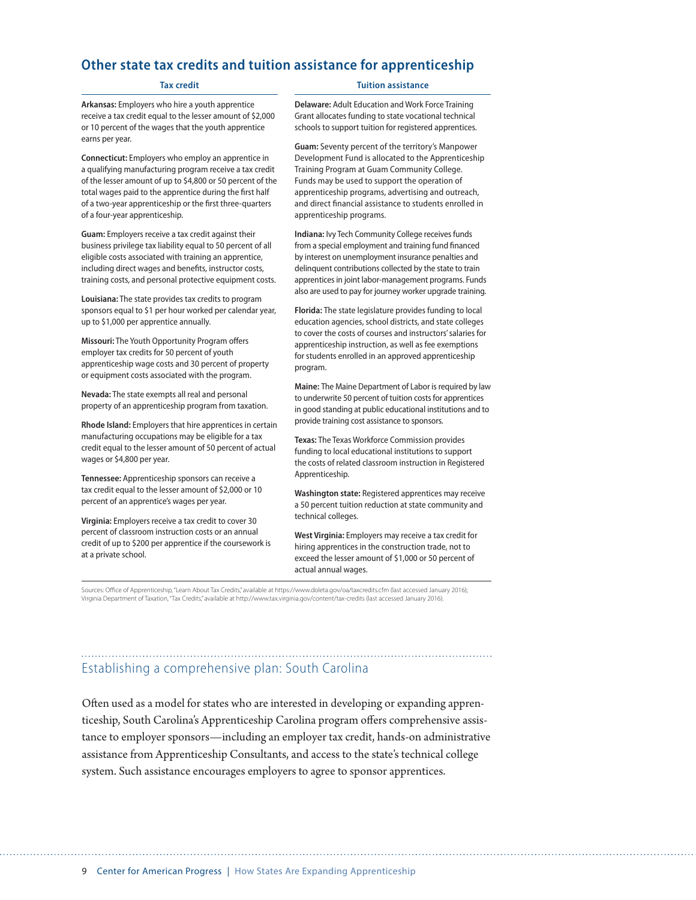## Other state tax credits and tuition assistance for apprenticeship

### Tax credit

**Arkansas:** Employers who hire a youth apprentice receive a tax credit equal to the lesser amount of $2,000 or 10 percent of the wages that the youth apprentice earns per year.

**Connecticut:** Employers who employ an apprentice in a qualifying manufacturing program receive a tax credit of the lesser amount of up to $4,800 or 50 percent of the total wages paid to the apprentice during the first half of a two-year apprenticeship or the first three-quarters of a four-year apprenticeship.

**Guam:** Employers receive a tax credit against their business privilege tax liability equal to 50 percent of all eligible costs associated with training an apprentice, including direct wages and benefits, instructor costs, training costs, and personal protective equipment costs.

**Louisiana:** The state provides tax credits to program sponsors equal to $1 per hour worked per calendar year, up to $1,000 per apprentice annually.

**Missouri:** The Youth Opportunity Program offers employer tax credits for 50 percent of youth apprenticeship wage costs and 30 percent of property or equipment costs associated with the program.

**Nevada:** The state exempts all real and personal property of an apprenticeship program from taxation.

**Rhode Island:** Employers that hire apprentices in certain manufacturing occupations may be eligible for a tax credit equal to the lesser amount of 50 percent of actual wages or $4,800 per year.

**Tennessee:** Apprenticeship sponsors can receive a tax credit equal to the lesser amount of $2,000 or 10 percent of an apprentice's wages per year.

**Virginia:** Employers receive a tax credit to cover 30 percent of classroom instruction costs or an annual credit of up to $200 per apprentice if the coursework is at a private school.

### Tuition assistance

**Delaware:** Adult Education and Work Force Training Grant allocates funding to state vocational technical schools to support tuition for registered apprentices.

**Guam:** Seventy percent of the territory's Manpower Development Fund is allocated to the Apprenticeship Training Program at Guam Community College. Funds may be used to support the operation of apprenticeship programs, advertising and outreach, and direct financial assistance to students enrolled in apprenticeship programs.

**Indiana:** Ivy Tech Community College receives funds from a special employment and training fund financed by interest on unemployment insurance penalties and delinquent contributions collected by the state to train apprentices in joint labor-management programs. Funds also are used to pay for journey worker upgrade training.

**Florida:** The state legislature provides funding to local education agencies, school districts, and state colleges to cover the costs of courses and instructors' salaries for apprenticeship instruction, as well as fee exemptions for students enrolled in an approved apprenticeship program.

**Maine:** The Maine Department of Labor is required by law to underwrite 50 percent of tuition costs for apprentices in good standing at public educational institutions and to provide training cost assistance to sponsors.

**Texas:** The Texas Workforce Commission provides funding to local educational institutions to support the costs of related classroom instruction in Registered Apprenticeship.

**Washington state:** Registered apprentices may receive a 50 percent tuition reduction at state community and technical colleges.

**West Virginia:** Employers may receive a tax credit for hiring apprentices in the construction trade, not to exceed the lesser amount of $1,000 or 50 percent of actual annual wages.

Sources: Office of Apprenticeship, "Learn About Tax Credits," available at https://www.doleta.gov/oa/taxcredits.cfm (last accessed January 2016); Virginia Department of Taxation, "Tax Credits," available at http://www.tax.virginia.gov/content/tax-credits (last accessed January 2016).

## Establishing a comprehensive plan: South Carolina

Often used as a model for states who are interested in developing or expanding apprenticeship, South Carolina's Apprenticeship Carolina program offers comprehensive assistance to employer sponsors—including an employer tax credit, hands-on administrative assistance from Apprenticeship Consultants, and access to the state's technical college system. Such assistance encourages employers to agree to sponsor apprentices.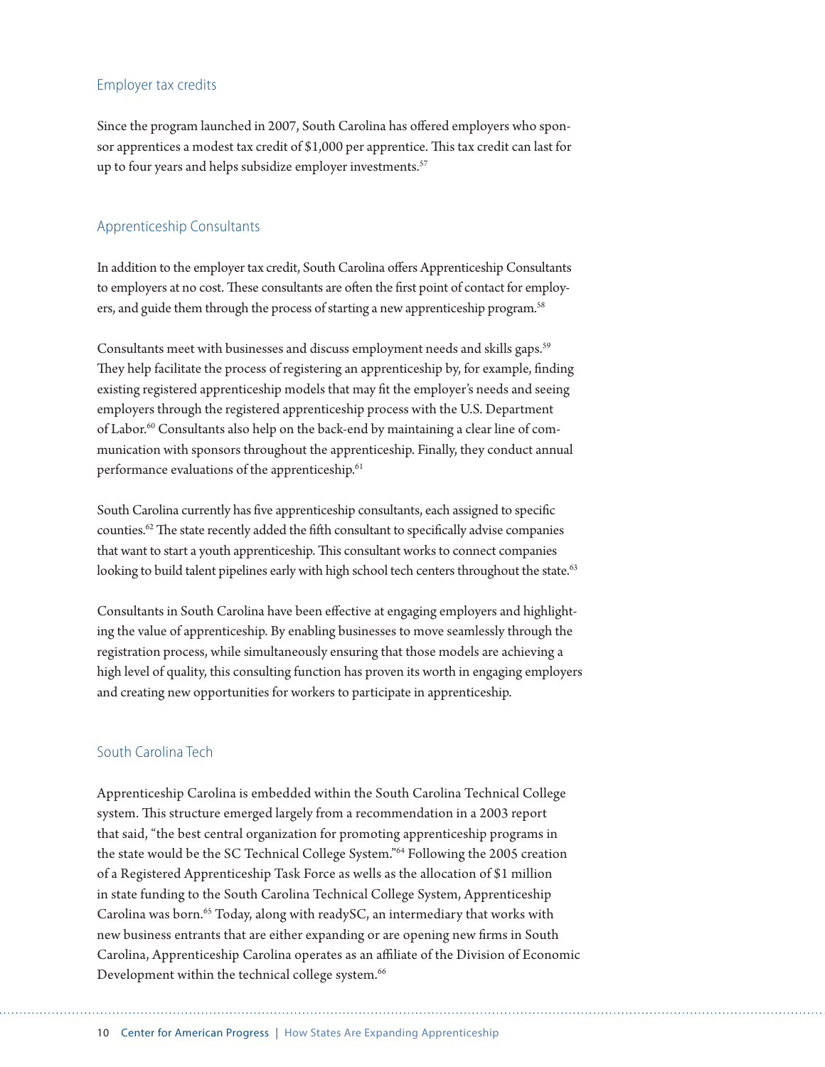### Employer tax credits

Since the program launched in 2007, South Carolina has offered employers who sponsor apprentices a modest tax credit of $1,000 per apprentice. This tax credit can last for up to four years and helps subsidize employer investments.[57]

### Apprenticeship Consultants

In addition to the employer tax credit, South Carolina offers Apprenticeship Consultants to employers at no cost. These consultants are often the first point of contact for employers, and guide them through the process of starting a new apprenticeship program.[58]

Consultants meet with businesses and discuss employment needs and skills gaps.[59] They help facilitate the process of registering an apprenticeship by, for example, finding existing registered apprenticeship models that may fit the employer's needs and seeing employers through the registered apprenticeship process with the U.S. Department of Labor.[60] Consultants also help on the back-end by maintaining a clear line of communication with sponsors throughout the apprenticeship. Finally, they conduct annual performance evaluations of the apprenticeship.[61]

South Carolina currently has five apprenticeship consultants, each assigned to specific counties.[62] The state recently added the fifth consultant to specifically advise companies that want to start a youth apprenticeship. This consultant works to connect companies looking to build talent pipelines early with high school tech centers throughout the state.[63]

Consultants in South Carolina have been effective at engaging employers and highlighting the value of apprenticeship. By enabling businesses to move seamlessly through the registration process, while simultaneously ensuring that those models are achieving a high level of quality, this consulting function has proven its worth in engaging employers and creating new opportunities for workers to participate in apprenticeship.

### South Carolina Tech

Apprenticeship Carolina is embedded within the South Carolina Technical College system. This structure emerged largely from a recommendation in a 2003 report that said, "the best central organization for promoting apprenticeship programs in the state would be the SC Technical College System."[64] Following the 2005 creation of a Registered Apprenticeship Task Force as wells as the allocation of $1 million in state funding to the South Carolina Technical College System, Apprenticeship Carolina was born.[65] Today, along with readySC, an intermediary that works with new business entrants that are either expanding or are opening new firms in South Carolina, Apprenticeship Carolina operates as an affiliate of the Division of Economic Development within the technical college system.[66]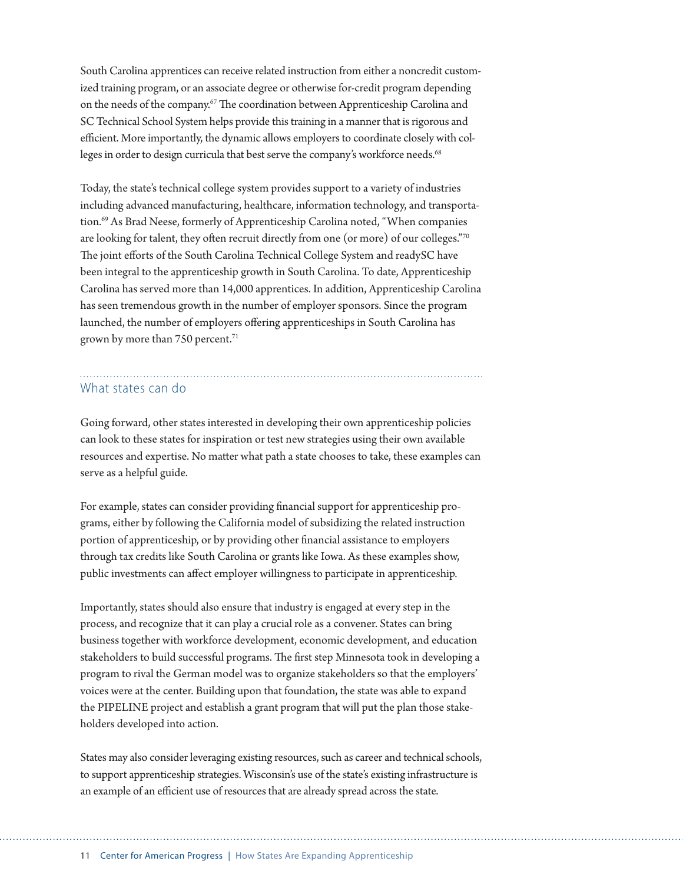South Carolina apprentices can receive related instruction from either a noncredit customized training program, or an associate degree or otherwise for-credit program depending on the needs of the company.[67] The coordination between Apprenticeship Carolina and SC Technical School System helps provide this training in a manner that is rigorous and efficient. More importantly, the dynamic allows employers to coordinate closely with colleges in order to design curricula that best serve the company's workforce needs.[68]

Today, the state's technical college system provides support to a variety of industries including advanced manufacturing, healthcare, information technology, and transportation.[69] As Brad Neese, formerly of Apprenticeship Carolina noted, "When companies are looking for talent, they often recruit directly from one (or more) of our colleges."[70] The joint efforts of the South Carolina Technical College System and readySC have been integral to the apprenticeship growth in South Carolina. To date, Apprenticeship Carolina has served more than 14,000 apprentices. In addition, Apprenticeship Carolina has seen tremendous growth in the number of employer sponsors. Since the program launched, the number of employers offering apprenticeships in South Carolina has grown by more than 750 percent.[71]

## What states can do

Going forward, other states interested in developing their own apprenticeship policies can look to these states for inspiration or test new strategies using their own available resources and expertise. No matter what path a state chooses to take, these examples can serve as a helpful guide.

For example, states can consider providing financial support for apprenticeship programs, either by following the California model of subsidizing the related instruction portion of apprenticeship, or by providing other financial assistance to employers through tax credits like South Carolina or grants like Iowa. As these examples show, public investments can affect employer willingness to participate in apprenticeship.

Importantly, states should also ensure that industry is engaged at every step in the process, and recognize that it can play a crucial role as a convener. States can bring business together with workforce development, economic development, and education stakeholders to build successful programs. The first step Minnesota took in developing a program to rival the German model was to organize stakeholders so that the employers' voices were at the center. Building upon that foundation, the state was able to expand the PIPELINE project and establish a grant program that will put the plan those stakeholders developed into action.

States may also consider leveraging existing resources, such as career and technical schools, to support apprenticeship strategies. Wisconsin's use of the state's existing infrastructure is an example of an efficient use of resources that are already spread across the state.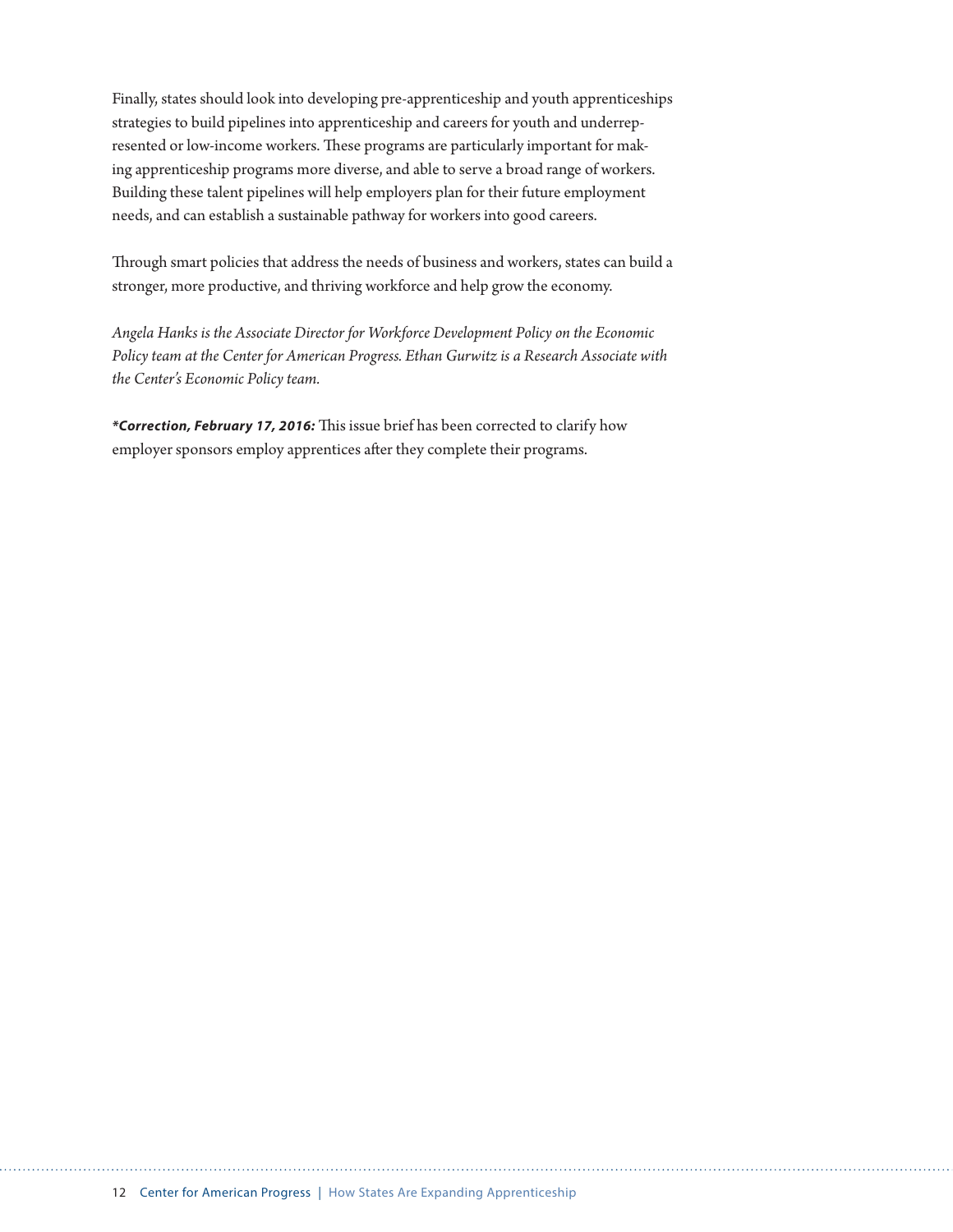Finally, states should look into developing pre-apprenticeship and youth apprenticeships strategies to build pipelines into apprenticeship and careers for youth and underrepresented or low-income workers. These programs are particularly important for making apprenticeship programs more diverse, and able to serve a broad range of workers. Building these talent pipelines will help employers plan for their future employment needs, and can establish a sustainable pathway for workers into good careers.

Through smart policies that address the needs of business and workers, states can build a stronger, more productive, and thriving workforce and help grow the economy.

*Angela Hanks is the Associate Director for Workforce Development Policy on the Economic Policy team at the Center for American Progress. Ethan Gurwitz is a Research Associate with the Center's Economic Policy team.*

***Correction, February 17, 2016:** This issue brief has been corrected to clarify how employer sponsors employ apprentices after they complete their programs.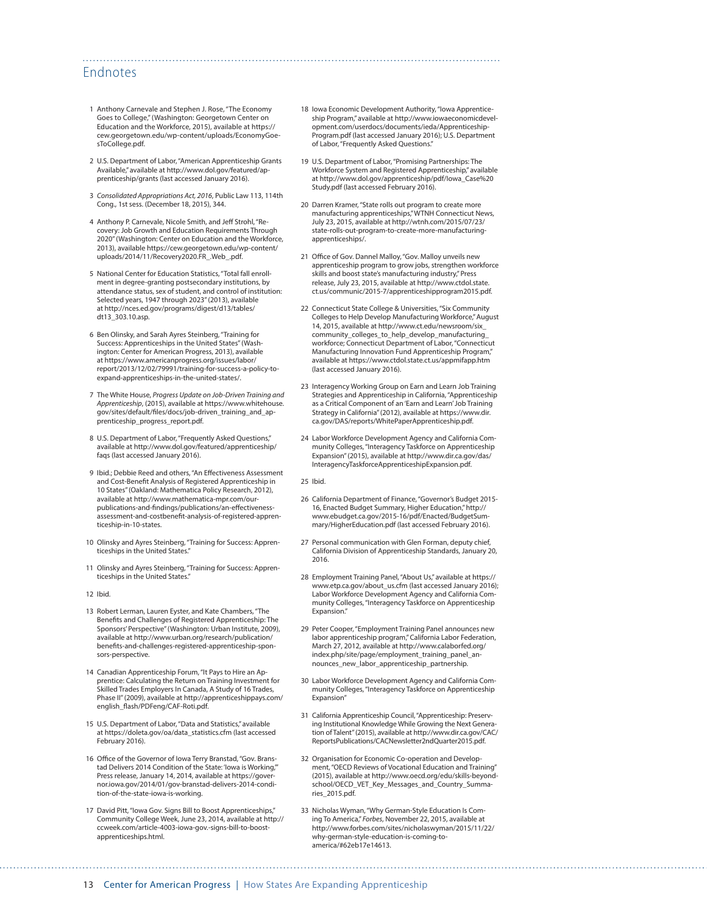## Endnotes

1. Anthony Carnevale and Stephen J. Rose, "The Economy Goes to College," (Washington: Georgetown Center on Education and the Workforce, 2015), available at https://cew.georgetown.edu/wp-content/uploads/EconomyGoesToCollege.pdf.

2. U.S. Department of Labor, "American Apprenticeship Grants Available," available at http://www.dol.gov/featured/apprenticeship/grants (last accessed January 2016).

3. *Consolidated Appropriations Act, 2016*, Public Law 113, 114th Cong., 1st sess. (December 18, 2015), 344.

4. Anthony P. Carnevale, Nicole Smith, and Jeff Strohl, "Recovery: Job Growth and Education Requirements Through 2020" (Washington: Center on Education and the Workforce, 2013), available https://cew.georgetown.edu/wp-content/uploads/2014/11/Recovery2020.FR_.Web_.pdf.

5. National Center for Education Statistics, "Total fall enrollment in degree-granting postsecondary institutions, by attendance status, sex of student, and control of institution: Selected years, 1947 through 2023" (2013), available at http://nces.ed.gov/programs/digest/d13/tables/dt13_303.10.asp.

6. Ben Olinsky, and Sarah Ayres Steinberg, "Training for Success: Apprenticeships in the United States" (Washington: Center for American Progress, 2013), available at https://www.americanprogress.org/issues/labor/report/2013/12/02/79991/training-for-success-a-policy-to-expand-apprenticeships-in-the-united-states/.

7. The White House, *Progress Update on Job-Driven Training and Apprenticeship*, (2015), available at https://www.whitehouse.gov/sites/default/files/docs/job-driven_training_and_apprenticeship_progress_report.pdf.

8. U.S. Department of Labor, "Frequently Asked Questions," available at http://www.dol.gov/featured/apprenticeship/faqs (last accessed January 2016).

9. Ibid.; Debbie Reed and others, "An Effectiveness Assessment and Cost-Benefit Analysis of Registered Apprenticeship in 10 States" (Oakland: Mathematica Policy Research, 2012), available at http://www.mathematica-mpr.com/our-publications-and-findings/publications/an-effectiveness-assessment-and-costbenefit-analysis-of-registered-apprenticeship-in-10-states.

10. Olinsky and Ayres Steinberg, "Training for Success: Apprenticeships in the United States."

11. Olinsky and Ayres Steinberg, "Training for Success: Apprenticeships in the United States."

12. Ibid.

13. Robert Lerman, Lauren Eyster, and Kate Chambers, "The Benefits and Challenges of Registered Apprenticeship: The Sponsors' Perspective" (Washington: Urban Institute, 2009), available at http://www.urban.org/research/publication/benefits-and-challenges-registered-apprenticeship-sponsors-perspective.

14. Canadian Apprenticeship Forum, "It Pays to Hire an Apprentice: Calculating the Return on Training Investment for Skilled Trades Employers In Canada, A Study of 16 Trades, Phase II" (2009), available at http://apprenticeshippays.com/english_flash/PDFeng/CAF-Roti.pdf.

15. U.S. Department of Labor, "Data and Statistics," available at https://doleta.gov/oa/data_statistics.cfm (last accessed February 2016).

16. Office of the Governor of Iowa Terry Branstad, "Gov. Branstad Delivers 2014 Condition of the State: 'Iowa is Working,'" Press release, January 14, 2014, available at https://governor.iowa.gov/2014/01/gov-branstad-delivers-2014-condition-of-the-state-iowa-is-working.

17. David Pitt, "Iowa Gov. Signs Bill to Boost Apprenticeships," Community College Week, June 23, 2014, available at http://ccweek.com/article-4003-iowa-gov.-signs-bill-to-boost-apprenticeships.html.

18. Iowa Economic Development Authority, "Iowa Apprenticeship Program," available at http://www.iowaeconomicdevelopment.com/userdocs/documents/ieda/Apprenticeship-Program.pdf (last accessed January 2016); U.S. Department of Labor, "Frequently Asked Questions."

19. U.S. Department of Labor, "Promising Partnerships: The Workforce System and Registered Apprenticeship," available at http://www.dol.gov/apprenticeship/pdf/Iowa_Case%20Study.pdf (last accessed February 2016).

20. Darren Kramer, "State rolls out program to create more manufacturing apprenticeships," WTNH Connecticut News, July 23, 2015, available at http://wtnh.com/2015/07/23/state-rolls-out-program-to-create-more-manufacturing-apprenticeships/.

21. Office of Gov. Dannel Malloy, "Gov. Malloy unveils new apprenticeship program to grow jobs, strengthen workforce skills and boost state's manufacturing industry," Press release, July 23, 2015, available at http://www.ctdol.state.ct.us/communic/2015-7/apprenticeshipprogram2015.pdf.

22. Connecticut State College & Universities, "Six Community Colleges to Help Develop Manufacturing Workforce," August 14, 2015, available at http://www.ct.edu/newsroom/six_community_colleges_to_help_develop_manufacturing_workforce; Connecticut Department of Labor, "Connecticut Manufacturing Innovation Fund Apprenticeship Program," available at https://www.ctdol.state.ct.us/appmifapp.htm (last accessed January 2016).

23. Interagency Working Group on Earn and Learn Job Training Strategies and Apprenticeship in California, "Apprenticeship as a Critical Component of an 'Earn and Learn' Job Training Strategy in California" (2012), available at https://www.dir.ca.gov/DAS/reports/WhitePaperApprenticeship.pdf.

24. Labor Workforce Development Agency and California Community Colleges, "Interagency Taskforce on Apprenticeship Expansion" (2015), available at http://www.dir.ca.gov/das/InteragencyTaskforceApprenticeshipExpansion.pdf.

25. Ibid.

26. California Department of Finance, "Governor's Budget 2015-16, Enacted Budget Summary, Higher Education," http://www.ebudget.ca.gov/2015-16/pdf/Enacted/BudgetSummary/HigherEducation.pdf (last accessed February 2016).

27. Personal communication with Glen Forman, deputy chief, California Division of Apprenticeship Standards, January 20, 2016.

28. Employment Training Panel, "About Us," available at https://www.etp.ca.gov/about_us.cfm (last accessed January 2016); Labor Workforce Development Agency and California Community Colleges, "Interagency Taskforce on Apprenticeship Expansion."

29. Peter Cooper, "Employment Training Panel announces new labor apprenticeship program," California Labor Federation, March 27, 2012, available at http://www.calaborfed.org/index.php/site/page/employment_training_panel_announces_new_labor_apprenticeship_partnership.

30. Labor Workforce Development Agency and California Community Colleges, "Interagency Taskforce on Apprenticeship Expansion"

31. California Apprenticeship Council, "Apprenticeship: Preserving Institutional Knowledge While Growing the Next Generation of Talent" (2015), available at http://www.dir.ca.gov/CAC/ReportsPublications/CACNewsletter2ndQuarter2015.pdf.

32. Organisation for Economic Co-operation and Development, "OECD Reviews of Vocational Education and Training" (2015), available at http://www.oecd.org/edu/skills-beyond-school/OECD_VET_Key_Messages_and_Country_Summaries_2015.pdf.

33. Nicholas Wyman, "Why German-Style Education Is Coming To America," *Forbes*, November 22, 2015, available at http://www.forbes.com/sites/nicholaswyman/2015/11/22/why-german-style-education-is-coming-to-america/#62eb17e14613.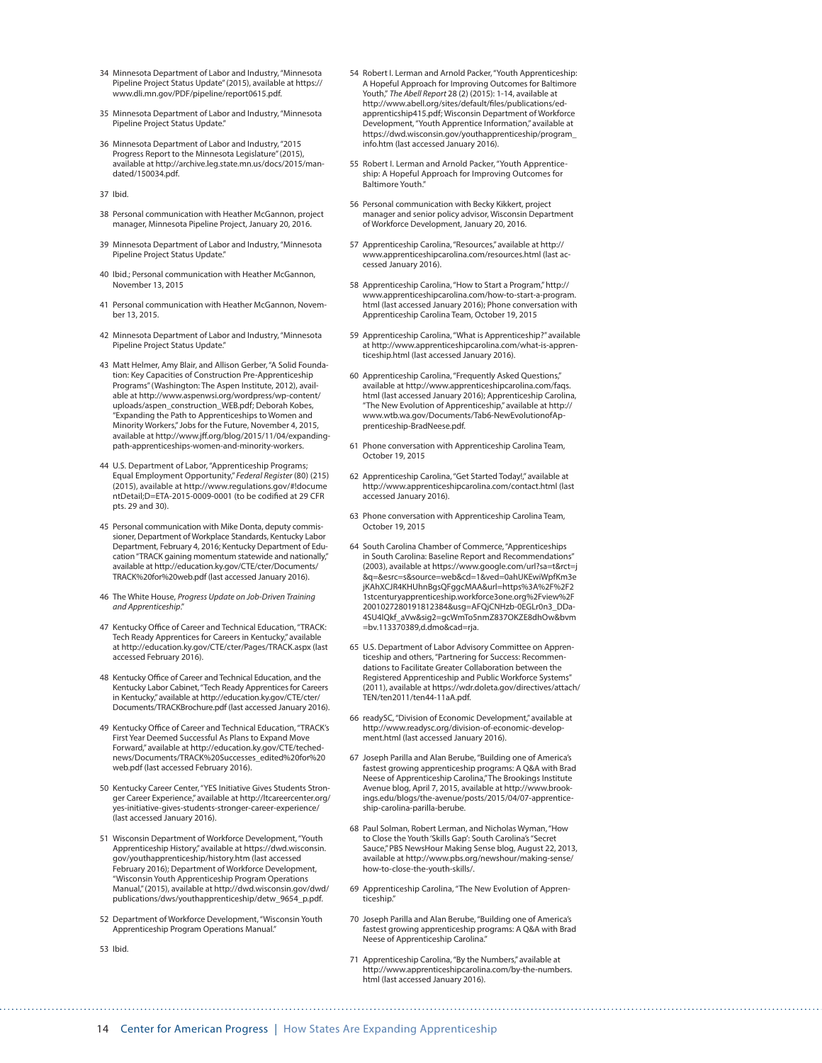34 Minnesota Department of Labor and Industry, "Minnesota Pipeline Project Status Update" (2015), available at https://www.dli.mn.gov/PDF/pipeline/report0615.pdf.

35 Minnesota Department of Labor and Industry, "Minnesota Pipeline Project Status Update."

36 Minnesota Department of Labor and Industry, "2015 Progress Report to the Minnesota Legislature" (2015), available at http://archive.leg.state.mn.us/docs/2015/mandated/150034.pdf.

37 Ibid.

38 Personal communication with Heather McGannon, project manager, Minnesota Pipeline Project, January 20, 2016.

39 Minnesota Department of Labor and Industry, "Minnesota Pipeline Project Status Update."

40 Ibid.; Personal communication with Heather McGannon, November 13, 2015

41 Personal communication with Heather McGannon, November 13, 2015.

42 Minnesota Department of Labor and Industry, "Minnesota Pipeline Project Status Update."

43 Matt Helmer, Amy Blair, and Allison Gerber, "A Solid Foundation: Key Capacities of Construction Pre-Apprenticeship Programs" (Washington: The Aspen Institute, 2012), available at http://www.aspenwsi.org/wordpress/wp-content/uploads/aspen_construction_WEB.pdf; Deborah Kobes, "Expanding the Path to Apprenticeships to Women and Minority Workers," Jobs for the Future, November 4, 2015, available at http://www.jff.org/blog/2015/11/04/expanding-path-apprenticeships-women-and-minority-workers.

44 U.S. Department of Labor, "Apprenticeship Programs; Equal Employment Opportunity," *Federal Register* (80) (215) (2015), available at http://www.regulations.gov/#!documentDetail;D=ETA-2015-0009-0001 (to be codified at 29 CFR pts. 29 and 30).

45 Personal communication with Mike Donta, deputy commissioner, Department of Workplace Standards, Kentucky Labor Department, February 4, 2016; Kentucky Department of Education "TRACK gaining momentum statewide and nationally," available at http://education.ky.gov/CTE/cter/Documents/TRACK%20for%20web.pdf (last accessed January 2016).

46 The White House, *Progress Update on Job-Driven Training and Apprenticeship*."

47 Kentucky Office of Career and Technical Education, "TRACK: Tech Ready Apprentices for Careers in Kentucky," available at http://education.ky.gov/CTE/cter/Pages/TRACK.aspx (last accessed February 2016).

48 Kentucky Office of Career and Technical Education, and the Kentucky Labor Cabinet, "Tech Ready Apprentices for Careers in Kentucky," available at http://education.ky.gov/CTE/cter/Documents/TRACKBrochure.pdf (last accessed January 2016).

49 Kentucky Office of Career and Technical Education, "TRACK's First Year Deemed Successful As Plans to Expand Move Forward," available at http://education.ky.gov/CTE/teched-news/Documents/TRACK%20Successes_edited%20for%20web.pdf (last accessed February 2016).

50 Kentucky Career Center, "YES Initiative Gives Students Stronger Career Experience," available at http://ltcareercenter.org/yes-initiative-gives-students-stronger-career-experience/ (last accessed January 2016).

51 Wisconsin Department of Workforce Development, "Youth Apprenticeship History," available at https://dwd.wisconsin.gov/youthapprenticeship/history.htm (last accessed February 2016); Department of Workforce Development, "Wisconsin Youth Apprenticeship Program Operations Manual," (2015), available at http://dwd.wisconsin.gov/dwd/publications/dws/youthapprenticeship/detw_9654_p.pdf.

52 Department of Workforce Development, "Wisconsin Youth Apprenticeship Program Operations Manual."

53 Ibid.

54 Robert I. Lerman and Arnold Packer, "Youth Apprenticeship: A Hopeful Approach for Improving Outcomes for Baltimore Youth," *The Abell Report* 28 (2) (2015): 1-14, available at http://www.abell.org/sites/default/files/publications/ed-apprenticship415.pdf; Wisconsin Department of Workforce Development, "Youth Apprentice Information," available at https://dwd.wisconsin.gov/youthapprenticeship/program_info.htm (last accessed January 2016).

55 Robert I. Lerman and Arnold Packer, "Youth Apprenticeship: A Hopeful Approach for Improving Outcomes for Baltimore Youth."

56 Personal communication with Becky Kikkert, project manager and senior policy advisor, Wisconsin Department of Workforce Development, January 20, 2016.

57 Apprenticeship Carolina, "Resources," available at http://www.apprenticeshipcarolina.com/resources.html (last accessed January 2016).

58 Apprenticeship Carolina, "How to Start a Program," http://www.apprenticeshipcarolina.com/how-to-start-a-program.html (last accessed January 2016); Phone conversation with Apprenticeship Carolina Team, October 19, 2015

59 Apprenticeship Carolina, "What is Apprenticeship?" available at http://www.apprenticeshipcarolina.com/what-is-apprenticeship.html (last accessed January 2016).

60 Apprenticeship Carolina, "Frequently Asked Questions," available at http://www.apprenticeshipcarolina.com/faqs.html (last accessed January 2016); Apprenticeship Carolina, "The New Evolution of Apprenticeship," available at http://www.wtb.wa.gov/Documents/Tab6-NewEvolutionofApprenticeship-BradNeese.pdf.

61 Phone conversation with Apprenticeship Carolina Team, October 19, 2015

62 Apprenticeship Carolina, "Get Started Today!," available at http://www.apprenticeshipcarolina.com/contact.html (last accessed January 2016).

63 Phone conversation with Apprenticeship Carolina Team, October 19, 2015

64 South Carolina Chamber of Commerce, "Apprenticeships in South Carolina: Baseline Report and Recommendations" (2003), available at https://www.google.com/url?sa=t&rct=j&q=&esrc=s&source=web&cd=1&ved=0ahUKEwiWpfKm3ejKAhXCJR4KHUhnBgsQFggcMAA&url=https%3A%2F%2F1stcenturyapprenticeship.workforce3one.org%2Fview%2F2001027280191812384&usg=AFQjCNHzb-0EGLr0n3_DDa-4SU4lQkf_aVw&sig2=gcWmTo5nmZ837OKZE8dhOw&bvm=bv.113370389,d.dmo&cad=rja.

65 U.S. Department of Labor Advisory Committee on Apprenticeship and others, "Partnering for Success: Recommendations to Facilitate Greater Collaboration between the Registered Apprenticeship and Public Workforce Systems" (2011), available at https://wdr.doleta.gov/directives/attach/TEN/ten2011/ten44-11aA.pdf.

66 readySC, "Division of Economic Development," available at http://www.readysc.org/division-of-economic-development.html (last accessed January 2016).

67 Joseph Parilla and Alan Berube, "Building one of America's fastest growing apprenticeship programs: A Q&A with Brad Neese of Apprenticeship Carolina," The Brookings Institute Avenue blog, April 7, 2015, available at http://www.brookings.edu/blogs/the-avenue/posts/2015/04/07-apprenticeship-carolina-parilla-berube.

68 Paul Solman, Robert Lerman, and Nicholas Wyman, "How to Close the Youth 'Skills Gap': South Carolina's "Secret Sauce," PBS NewsHour Making Sense blog, August 22, 2013, available at http://www.pbs.org/newshour/making-sense/how-to-close-the-youth-skills/.

69 Apprenticeship Carolina, "The New Evolution of Apprenticeship."

70 Joseph Parilla and Alan Berube, "Building one of America's fastest growing apprenticeship programs: A Q&A with Brad Neese of Apprenticeship Carolina."

71 Apprenticeship Carolina, "By the Numbers," available at http://www.apprenticeshipcarolina.com/by-the-numbers.html (last accessed January 2016).